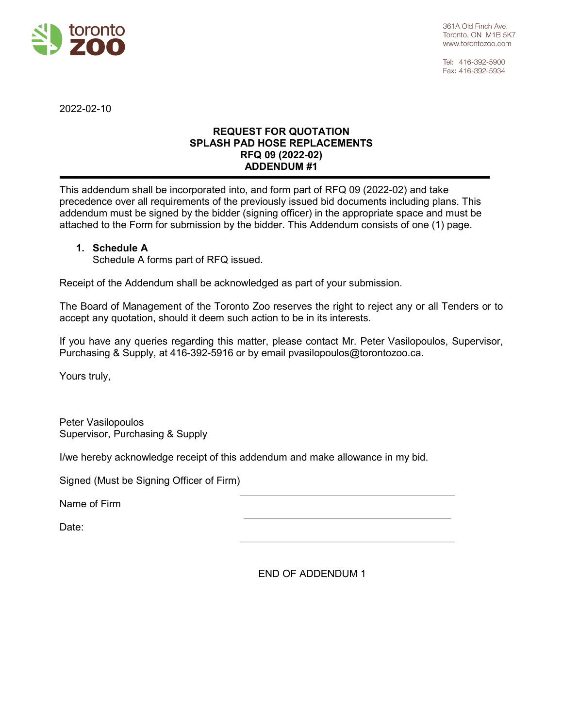toronto zoo

361A Old Finch Ave.
Toronto, ON M1B 5K7
www.torontozoo.com

Tel: 416-392-5900
Fax: 416-392-5934

2022-02-10

**REQUEST FOR QUOTATION**
**SPLASH PAD HOSE REPLACEMENTS**
**RFQ 09 (2022-02)**
**ADDENDUM #1**

---

This addendum shall be incorporated into, and form part of RFQ 09 (2022-02) and take precedence over all requirements of the previously issued bid documents including plans. This addendum must be signed by the bidder (signing officer) in the appropriate space and must be attached to the Form for submission by the bidder. This Addendum consists of one (1) page.

1. **Schedule A**
   Schedule A forms part of RFQ issued.

Receipt of the Addendum shall be acknowledged as part of your submission.

The Board of Management of the Toronto Zoo reserves the right to reject any or all Tenders or to accept any quotation, should it deem such action to be in its interests.

If you have any queries regarding this matter, please contact Mr. Peter Vasilopoulos, Supervisor, Purchasing & Supply, at 416-392-5916 or by email pvasilopoulos@torontozoo.ca.

Yours truly,

Peter Vasilopoulos
Supervisor, Purchasing & Supply

I/we hereby acknowledge receipt of this addendum and make allowance in my bid.

Signed (Must be Signing Officer of Firm) ______________________________

Name of Firm ______________________________

Date: ______________________________

END OF ADDENDUM 1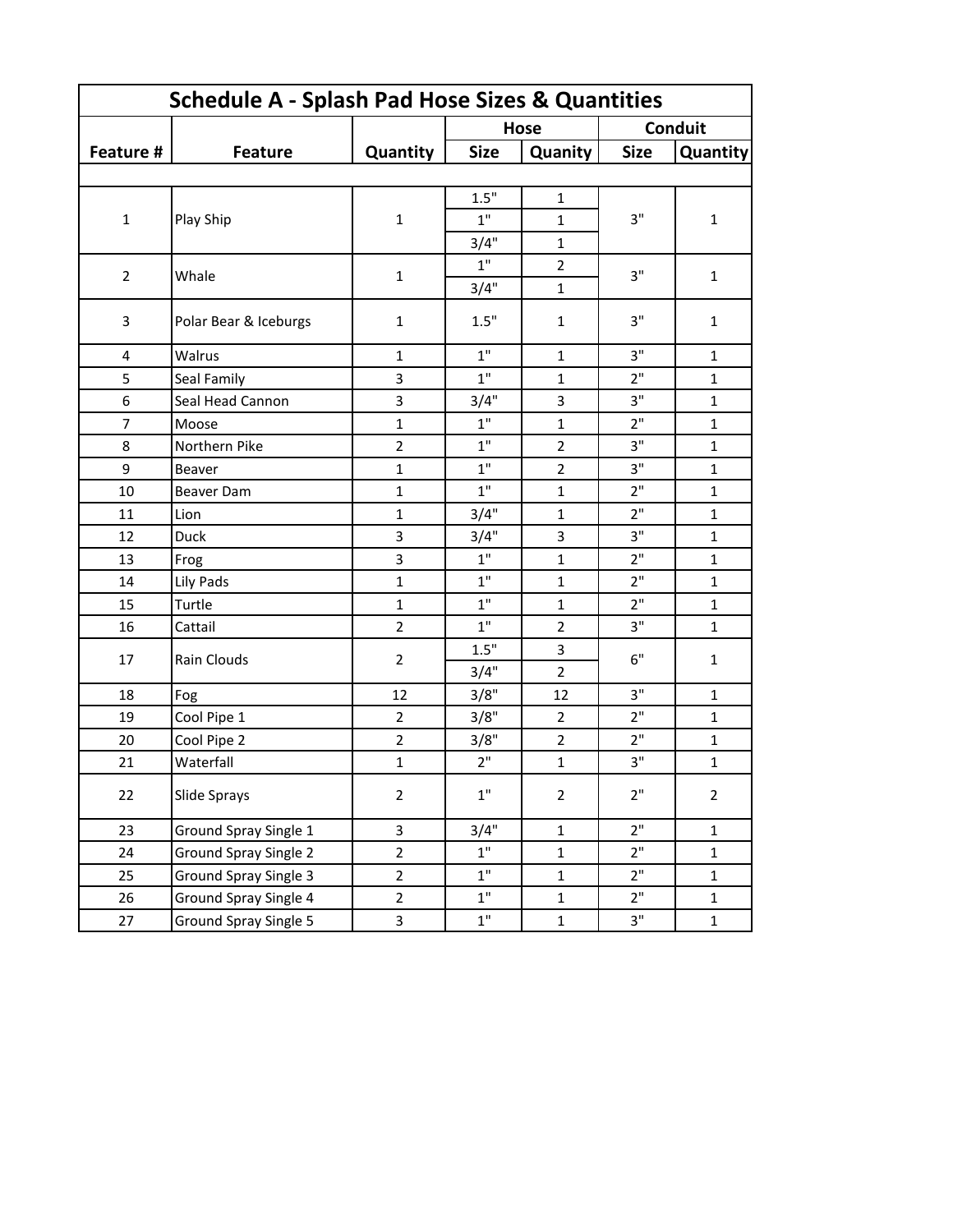# Schedule A - Splash Pad Hose Sizes & Quantities

| Feature # | Feature | Quantity | Hose | | Conduit | |
|---|---|---|---|---|---|---|
| | | | Size | Quanity | Size | Quantity |
| 1 | Play Ship | 1 | 1.5" | 1 | 3" | 1 |
| | | | 1" | 1 | | |
| | | | 3/4" | 1 | | |
| 2 | Whale | 1 | 1" | 2 | 3" | 1 |
| | | | 3/4" | 1 | | |
| 3 | Polar Bear & Iceburgs | 1 | 1.5" | 1 | 3" | 1 |
| 4 | Walrus | 1 | 1" | 1 | 3" | 1 |
| 5 | Seal Family | 3 | 1" | 1 | 2" | 1 |
| 6 | Seal Head Cannon | 3 | 3/4" | 3 | 3" | 1 |
| 7 | Moose | 1 | 1" | 1 | 2" | 1 |
| 8 | Northern Pike | 2 | 1" | 2 | 3" | 1 |
| 9 | Beaver | 1 | 1" | 2 | 3" | 1 |
| 10 | Beaver Dam | 1 | 1" | 1 | 2" | 1 |
| 11 | Lion | 1 | 3/4" | 1 | 2" | 1 |
| 12 | Duck | 3 | 3/4" | 3 | 3" | 1 |
| 13 | Frog | 3 | 1" | 1 | 2" | 1 |
| 14 | Lily Pads | 1 | 1" | 1 | 2" | 1 |
| 15 | Turtle | 1 | 1" | 1 | 2" | 1 |
| 16 | Cattail | 2 | 1" | 2 | 3" | 1 |
| 17 | Rain Clouds | 2 | 1.5" | 3 | 6" | 1 |
| | | | 3/4" | 2 | | |
| 18 | Fog | 12 | 3/8" | 12 | 3" | 1 |
| 19 | Cool Pipe 1 | 2 | 3/8" | 2 | 2" | 1 |
| 20 | Cool Pipe 2 | 2 | 3/8" | 2 | 2" | 1 |
| 21 | Waterfall | 1 | 2" | 1 | 3" | 1 |
| 22 | Slide Sprays | 2 | 1" | 2 | 2" | 2 |
| 23 | Ground Spray Single 1 | 3 | 3/4" | 1 | 2" | 1 |
| 24 | Ground Spray Single 2 | 2 | 1" | 1 | 2" | 1 |
| 25 | Ground Spray Single 3 | 2 | 1" | 1 | 2" | 1 |
| 26 | Ground Spray Single 4 | 2 | 1" | 1 | 2" | 1 |
| 27 | Ground Spray Single 5 | 3 | 1" | 1 | 3" | 1 |